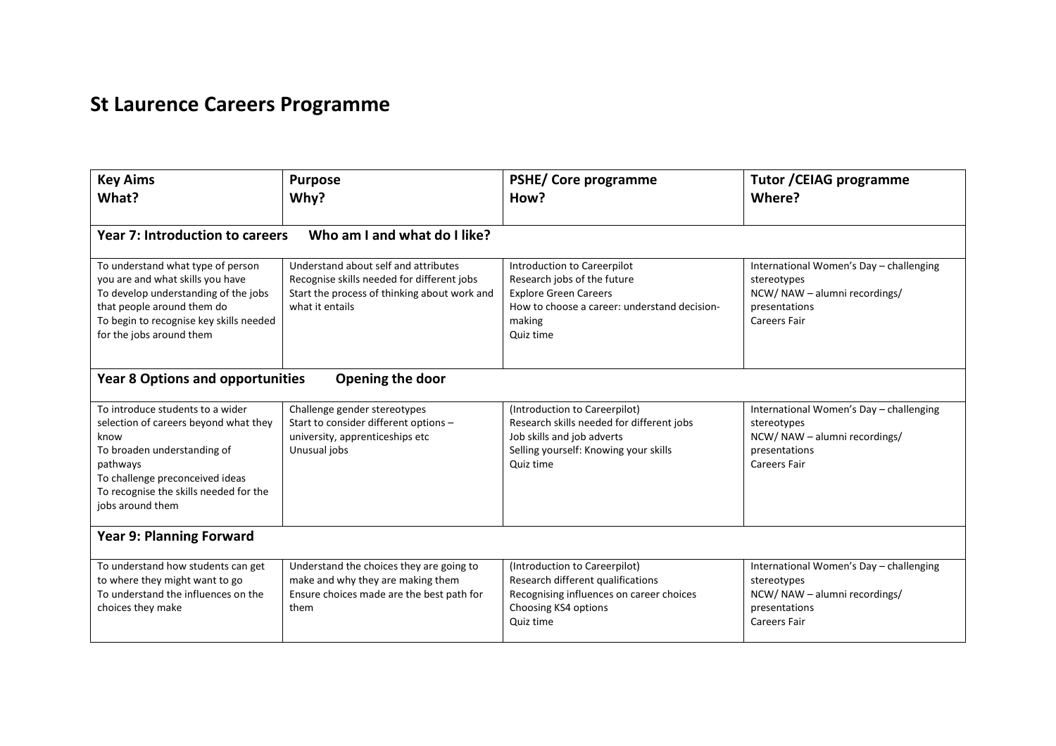# St Laurence Careers Programme

| Key Aims<br>What? | Purpose<br>Why? | PSHE/ Core programme<br>How? | Tutor /CEIAG programme<br>Where? |
|---|---|---|---|
| **Year 7: Introduction to careers Who am I and what do I like?** | | | |
| To understand what type of person you are and what skills you have<br>To develop understanding of the jobs that people around them do<br>To begin to recognise key skills needed for the jobs around them | Understand about self and attributes<br>Recognise skills needed for different jobs<br>Start the process of thinking about work and what it entails | Introduction to Careerpilot<br>Research jobs of the future<br>Explore Green Careers<br>How to choose a career: understand decision-making<br>Quiz time | International Women's Day – challenging stereotypes<br>NCW/ NAW – alumni recordings/ presentations<br>Careers Fair |
| **Year 8 Options and opportunities Opening the door** | | | |
| To introduce students to a wider selection of careers beyond what they know<br>To broaden understanding of pathways<br>To challenge preconceived ideas<br>To recognise the skills needed for the jobs around them | Challenge gender stereotypes<br>Start to consider different options – university, apprenticeships etc<br>Unusual jobs | (Introduction to Careerpilot)<br>Research skills needed for different jobs<br>Job skills and job adverts<br>Selling yourself: Knowing your skills<br>Quiz time | International Women's Day – challenging stereotypes<br>NCW/ NAW – alumni recordings/ presentations<br>Careers Fair |
| **Year 9: Planning Forward** | | | |
| To understand how students can get to where they might want to go<br>To understand the influences on the choices they make | Understand the choices they are going to make and why they are making them<br>Ensure choices made are the best path for them | (Introduction to Careerpilot)<br>Research different qualifications<br>Recognising influences on career choices<br>Choosing KS4 options<br>Quiz time | International Women's Day – challenging stereotypes<br>NCW/ NAW – alumni recordings/ presentations<br>Careers Fair |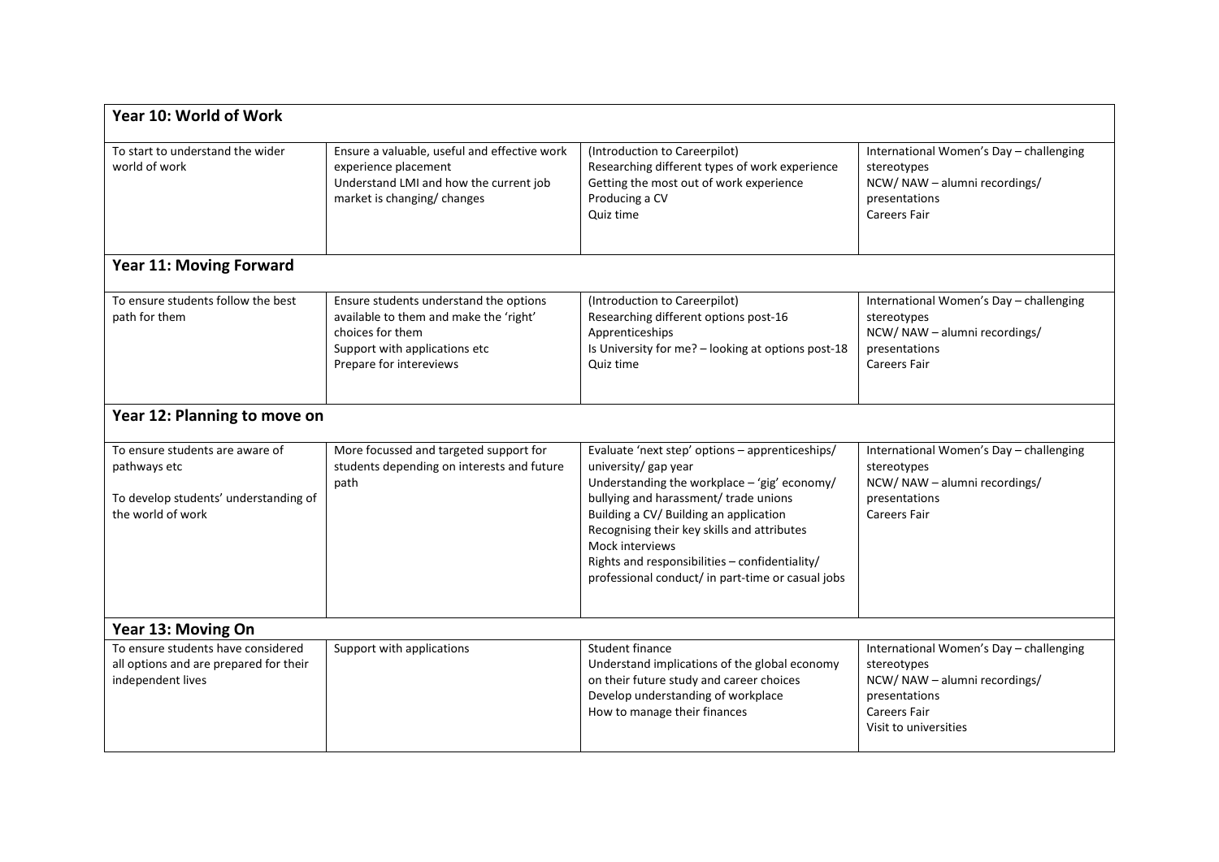| | | | |
|---|---|---|---|
| **Year 10: World of Work** | | | |
| To start to understand the wider world of work | Ensure a valuable, useful and effective work experience placement<br>Understand LMI and how the current job market is changing/ changes | (Introduction to Careerpilot)<br>Researching different types of work experience<br>Getting the most out of work experience<br>Producing a CV<br>Quiz time | International Women's Day – challenging stereotypes<br>NCW/ NAW – alumni recordings/ presentations<br>Careers Fair |
| **Year 11: Moving Forward** | | | |
| To ensure students follow the best path for them | Ensure students understand the options available to them and make the 'right' choices for them<br>Support with applications etc<br>Prepare for intereviews | (Introduction to Careerpilot)<br>Researching different options post-16<br>Apprenticeships<br>Is University for me? – looking at options post-18<br>Quiz time | International Women's Day – challenging stereotypes<br>NCW/ NAW – alumni recordings/ presentations<br>Careers Fair |
| **Year 12: Planning to move on** | | | |
| To ensure students are aware of pathways etc<br><br>To develop students' understanding of the world of work | More focussed and targeted support for students depending on interests and future path | Evaluate 'next step' options – apprenticeships/ university/ gap year<br>Understanding the workplace – 'gig' economy/ bullying and harassment/ trade unions<br>Building a CV/ Building an application<br>Recognising their key skills and attributes<br>Mock interviews<br>Rights and responsibilities – confidentiality/ professional conduct/ in part-time or casual jobs | International Women's Day – challenging stereotypes<br>NCW/ NAW – alumni recordings/ presentations<br>Careers Fair |
| **Year 13: Moving On** | | | |
| To ensure students have considered all options and are prepared for their independent lives | Support with applications | Student finance<br>Understand implications of the global economy on their future study and career choices<br>Develop understanding of workplace<br>How to manage their finances | International Women's Day – challenging stereotypes<br>NCW/ NAW – alumni recordings/ presentations<br>Careers Fair<br>Visit to universities |